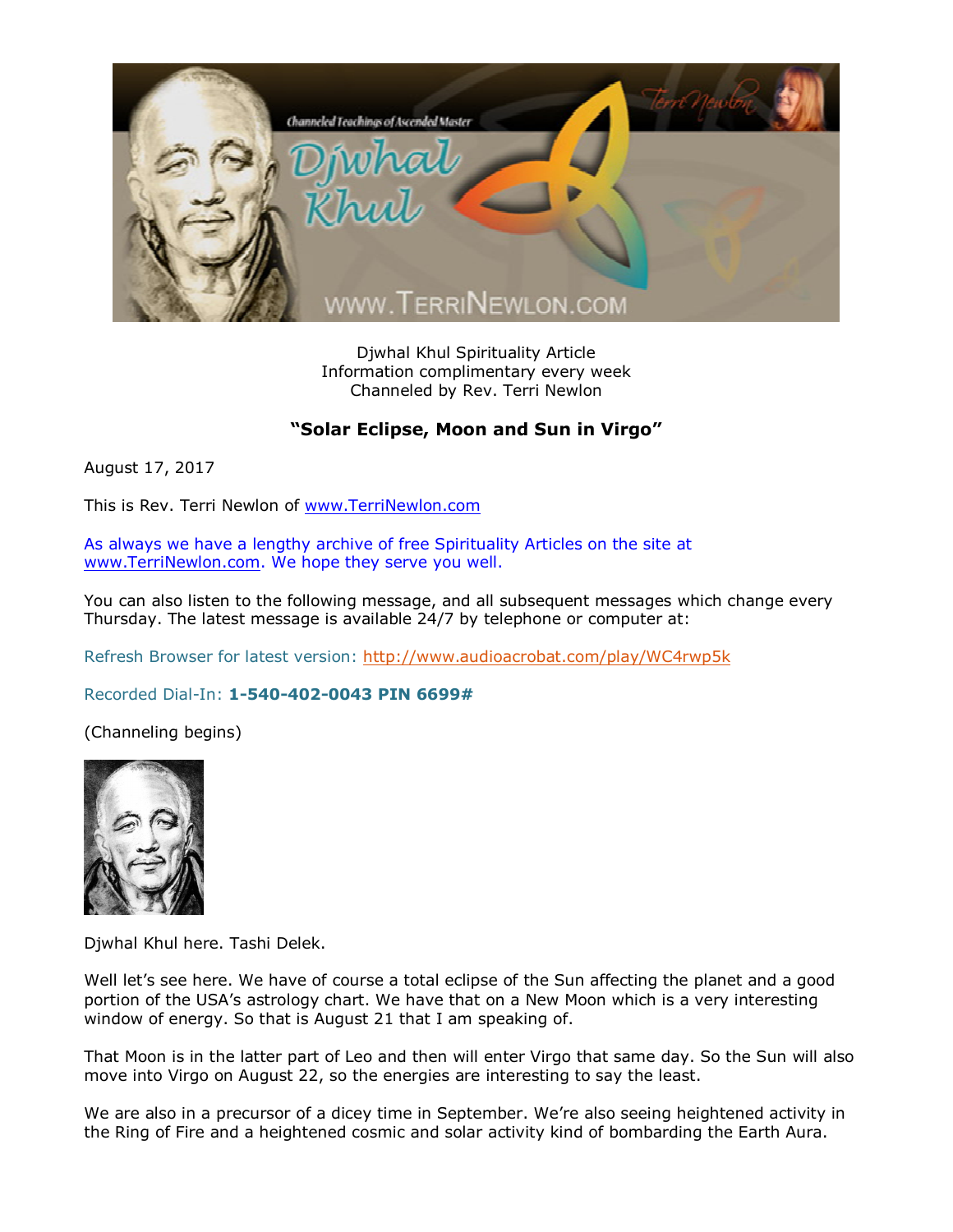Djwhal Khul Spirituality Article
Information complimentary every week
Channeled by Rev. Terri Newlon

## "Solar Eclipse, Moon and Sun in Virgo"

August 17, 2017

This is Rev. Terri Newlon of www.TerriNewlon.com

As always we have a lengthy archive of free Spirituality Articles on the site at www.TerriNewlon.com. We hope they serve you well.

You can also listen to the following message, and all subsequent messages which change every Thursday. The latest message is available 24/7 by telephone or computer at:

Refresh Browser for latest version: http://www.audioacrobat.com/play/WC4rwp5k

Recorded Dial-In: **1-540-402-0043 PIN 6699#**

(Channeling begins)

Djwhal Khul here. Tashi Delek.

Well let's see here. We have of course a total eclipse of the Sun affecting the planet and a good portion of the USA's astrology chart. We have that on a New Moon which is a very interesting window of energy. So that is August 21 that I am speaking of.

That Moon is in the latter part of Leo and then will enter Virgo that same day. So the Sun will also move into Virgo on August 22, so the energies are interesting to say the least.

We are also in a precursor of a dicey time in September. We're also seeing heightened activity in the Ring of Fire and a heightened cosmic and solar activity kind of bombarding the Earth Aura.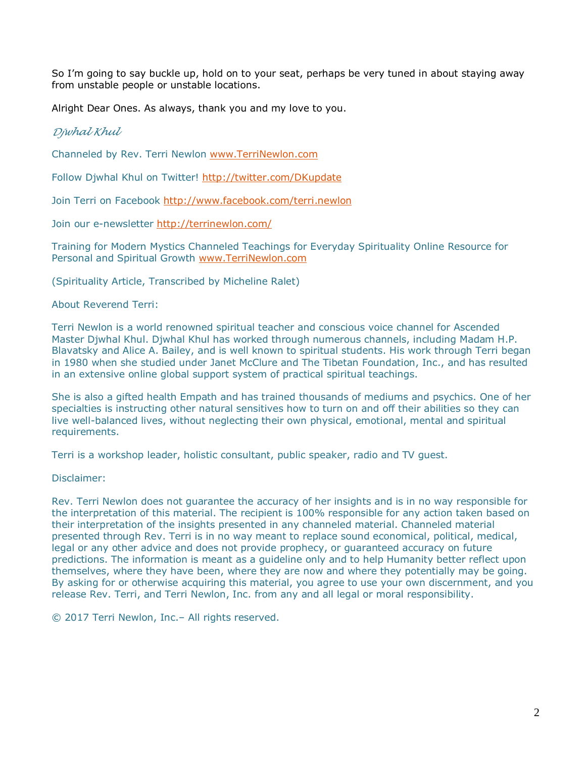So I'm going to say buckle up, hold on to your seat, perhaps be very tuned in about staying away from unstable people or unstable locations.

Alright Dear Ones. As always, thank you and my love to you.

*Djwhal Khul*

Channeled by Rev. Terri Newlon www.TerriNewlon.com

Follow Djwhal Khul on Twitter! http://twitter.com/DKupdate

Join Terri on Facebook http://www.facebook.com/terri.newlon

Join our e-newsletter http://terrinewlon.com/

Training for Modern Mystics Channeled Teachings for Everyday Spirituality Online Resource for Personal and Spiritual Growth www.TerriNewlon.com

(Spirituality Article, Transcribed by Micheline Ralet)

About Reverend Terri:

Terri Newlon is a world renowned spiritual teacher and conscious voice channel for Ascended Master Djwhal Khul. Djwhal Khul has worked through numerous channels, including Madam H.P. Blavatsky and Alice A. Bailey, and is well known to spiritual students. His work through Terri began in 1980 when she studied under Janet McClure and The Tibetan Foundation, Inc., and has resulted in an extensive online global support system of practical spiritual teachings.

She is also a gifted health Empath and has trained thousands of mediums and psychics. One of her specialties is instructing other natural sensitives how to turn on and off their abilities so they can live well-balanced lives, without neglecting their own physical, emotional, mental and spiritual requirements.

Terri is a workshop leader, holistic consultant, public speaker, radio and TV guest.

Disclaimer:

Rev. Terri Newlon does not guarantee the accuracy of her insights and is in no way responsible for the interpretation of this material. The recipient is 100% responsible for any action taken based on their interpretation of the insights presented in any channeled material. Channeled material presented through Rev. Terri is in no way meant to replace sound economical, political, medical, legal or any other advice and does not provide prophecy, or guaranteed accuracy on future predictions. The information is meant as a guideline only and to help Humanity better reflect upon themselves, where they have been, where they are now and where they potentially may be going. By asking for or otherwise acquiring this material, you agree to use your own discernment, and you release Rev. Terri, and Terri Newlon, Inc. from any and all legal or moral responsibility.

© 2017 Terri Newlon, Inc.– All rights reserved.